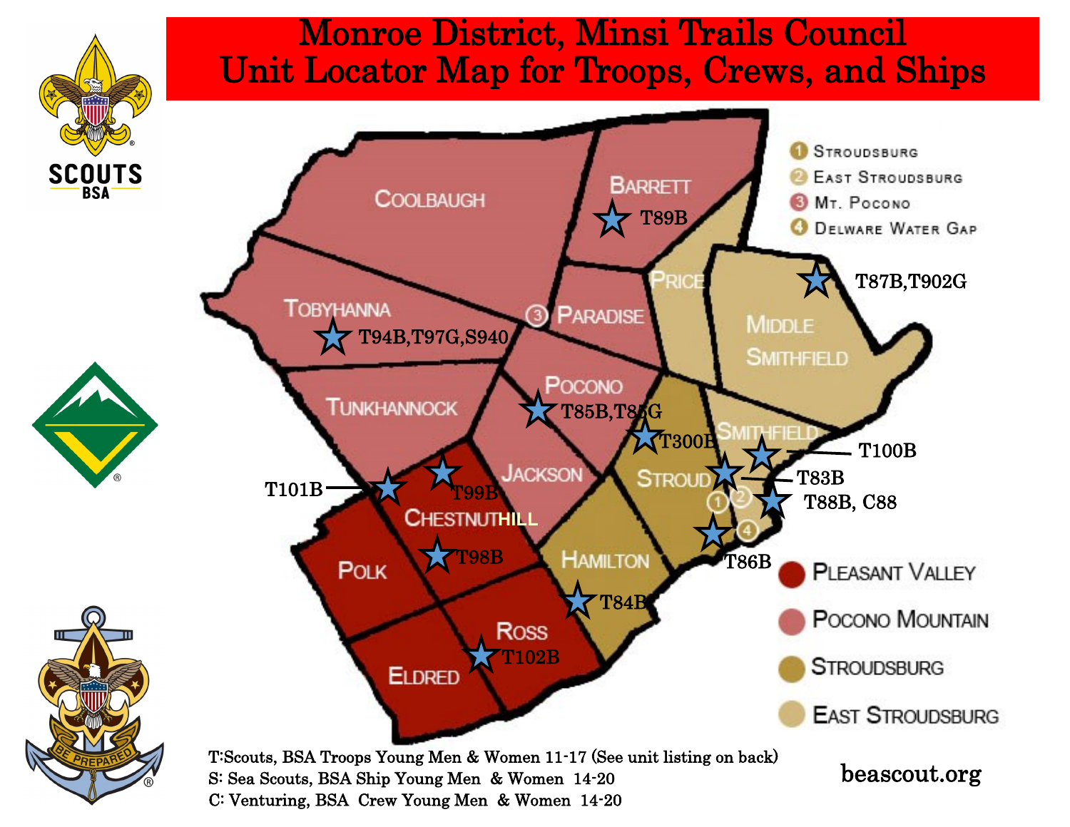# Monroe District, Minsi Trails Council
# Unit Locator Map for Troops, Crews, and Ships

1. Stroudsburg
2. East Stroudsburg
3. Mt. Pocono
4. Delware Water Gap

- Pleasant Valley
- Pocono Mountain
- Stroudsburg
- East Stroudsburg

Coolbaugh, Barrett, Price, Middle Smithfield, Tobyhanna, Paradise, Tunkhannock, Pocono, Smithfield, Jackson, Stroud, Chestnuthill, Polk, Hamilton, Ross, Eldred

T89B, T87B, T902G, T94B, T97G, S940, T85B, T85G, T300B, T100B, T83B, T101B, T99B, T88B, C88, T86B, T98B, T84B, T102B

T:Scouts, BSA Troops Young Men & Women 11-17 (See unit listing on back)
S: Sea Scouts, BSA Ship Young Men & Women 14-20
C: Venturing, BSA Crew Young Men & Women 14-20

beascout.org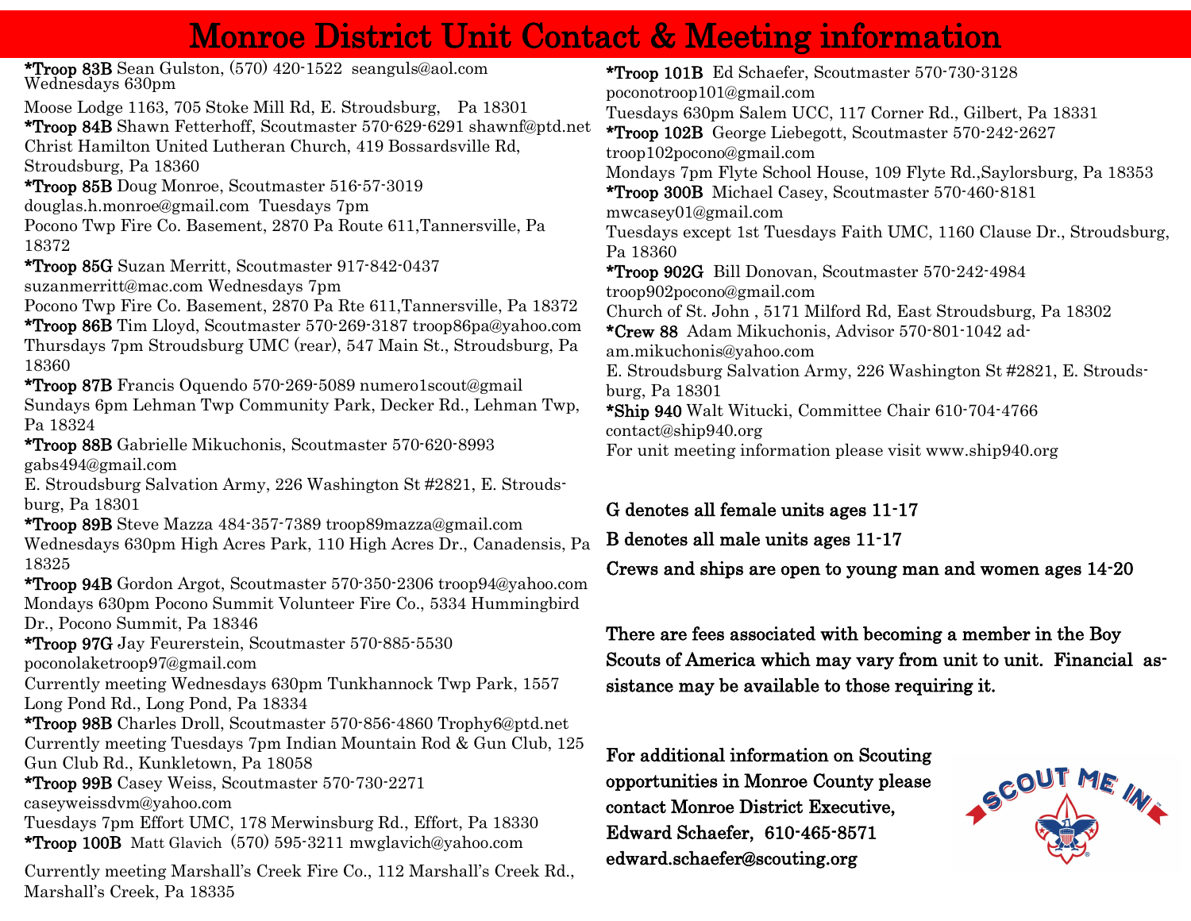# Monroe District Unit Contact & Meeting information

**\*Troop 83B** Sean Gulston, (570) 420-1522 seanguls@aol.com Wednesdays 630pm
Moose Lodge 1163, 705 Stoke Mill Rd, E. Stroudsburg, Pa 18301

**\*Troop 84B** Shawn Fetterhoff, Scoutmaster 570-629-6291 shawnf@ptd.net
Christ Hamilton United Lutheran Church, 419 Bossardsville Rd, Stroudsburg, Pa 18360

**\*Troop 85B** Doug Monroe, Scoutmaster 516-57-3019 douglas.h.monroe@gmail.com Tuesdays 7pm
Pocono Twp Fire Co. Basement, 2870 Pa Route 611,Tannersville, Pa 18372

**\*Troop 85G** Suzan Merritt, Scoutmaster 917-842-0437 suzanmerritt@mac.com Wednesdays 7pm
Pocono Twp Fire Co. Basement, 2870 Pa Rte 611,Tannersville, Pa 18372

**\*Troop 86B** Tim Lloyd, Scoutmaster 570-269-3187 troop86pa@yahoo.com
Thursdays 7pm Stroudsburg UMC (rear), 547 Main St., Stroudsburg, Pa 18360

**\*Troop 87B** Francis Oquendo 570-269-5089 numero1scout@gmail
Sundays 6pm Lehman Twp Community Park, Decker Rd., Lehman Twp, Pa 18324

**\*Troop 88B** Gabrielle Mikuchonis, Scoutmaster 570-620-8993 gabs494@gmail.com
E. Stroudsburg Salvation Army, 226 Washington St #2821, E. Stroudsburg, Pa 18301

**\*Troop 89B** Steve Mazza 484-357-7389 troop89mazza@gmail.com
Wednesdays 630pm High Acres Park, 110 High Acres Dr., Canadensis, Pa 18325

**\*Troop 94B** Gordon Argot, Scoutmaster 570-350-2306 troop94@yahoo.com
Mondays 630pm Pocono Summit Volunteer Fire Co., 5334 Hummingbird Dr., Pocono Summit, Pa 18346

**\*Troop 97G** Jay Feurerstein, Scoutmaster 570-885-5530 poconolaketroop97@gmail.com
Currently meeting Wednesdays 630pm Tunkhannock Twp Park, 1557 Long Pond Rd., Long Pond, Pa 18334

**\*Troop 98B** Charles Droll, Scoutmaster 570-856-4860 Trophy6@ptd.net
Currently meeting Tuesdays 7pm Indian Mountain Rod & Gun Club, 125 Gun Club Rd., Kunkletown, Pa 18058

**\*Troop 99B** Casey Weiss, Scoutmaster 570-730-2271 caseyweissdvm@yahoo.com
Tuesdays 7pm Effort UMC, 178 Merwinsburg Rd., Effort, Pa 18330

**\*Troop 100B** Matt Glavich (570) 595-3211 mwglavich@yahoo.com
Currently meeting Marshall's Creek Fire Co., 112 Marshall's Creek Rd., Marshall's Creek, Pa 18335

**\*Troop 101B** Ed Schaefer, Scoutmaster 570-730-3128 poconotroop101@gmail.com
Tuesdays 630pm Salem UCC, 117 Corner Rd., Gilbert, Pa 18331

**\*Troop 102B** George Liebegott, Scoutmaster 570-242-2627 troop102pocono@gmail.com
Mondays 7pm Flyte School House, 109 Flyte Rd.,Saylorsburg, Pa 18353

**\*Troop 300B** Michael Casey, Scoutmaster 570-460-8181 mwcasey01@gmail.com
Tuesdays except 1st Tuesdays Faith UMC, 1160 Clause Dr., Stroudsburg, Pa 18360

**\*Troop 902G** Bill Donovan, Scoutmaster 570-242-4984 troop902pocono@gmail.com
Church of St. John , 5171 Milford Rd, East Stroudsburg, Pa 18302

**\*Crew 88** Adam Mikuchonis, Advisor 570-801-1042 adam.mikuchonis@yahoo.com
E. Stroudsburg Salvation Army, 226 Washington St #2821, E. Stroudsburg, Pa 18301

**\*Ship 940** Walt Witucki, Committee Chair 610-704-4766 contact@ship940.org
For unit meeting information please visit www.ship940.org

**G denotes all female units ages 11-17**

**B denotes all male units ages 11-17**

**Crews and ships are open to young man and women ages 14-20**

**There are fees associated with becoming a member in the Boy Scouts of America which may vary from unit to unit. Financial assistance may be available to those requiring it.**

**For additional information on Scouting opportunities in Monroe County please contact Monroe District Executive, Edward Schaefer, 610-465-8571 edward.schaefer@scouting.org**

SCOUT ME IN